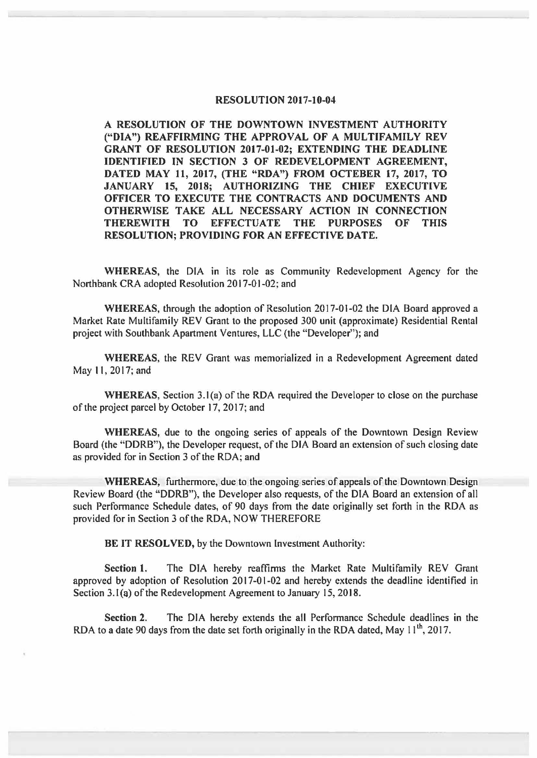# RESOLUTION 2017-10-04

**A RESOLUTION OF THE DOWNTOWN INVESTMENT AUTHORITY ("DIA") REAFFIRMING THE APPROVAL OF A MULTIFAMILY REV GRANT OF RESOLUTION 2017-01-02; EXTENDING THE DEADLINE IDENTIFIED IN SECTION 3 OF REDEVELOPMENT AGREEMENT, DATED MAY 11, 2017, (THE "RDA") FROM OCTEBER 17, 2017, TO JANUARY 15, 2018; AUTHORIZING THE CHIEF EXECUTIVE OFFICER TO EXECUTE THE CONTRACTS AND DOCUMENTS AND OTHERWISE TAKE ALL NECESSARY ACTION IN CONNECTION THEREWITH TO EFFECTUATE THE PURPOSES OF THIS RESOLUTION; PROVIDING FOR AN EFFECTIVE DATE.**

**WHEREAS**, the DIA in its role as Community Redevelopment Agency for the Northbank CRA adopted Resolution 2017-01-02; and

**WHEREAS**, through the adoption of Resolution 2017-01-02 the DIA Board approved a Market Rate Multifamily REV Grant to the proposed 300 unit (approximate) Residential Rental project with Southbank Apartment Ventures, LLC (the "Developer"); and

**WHEREAS**, the REV Grant was memorialized in a Redevelopment Agreement dated May 11, 2017; and

**WHEREAS**, Section 3.1(a) of the RDA required the Developer to close on the purchase of the project parcel by October 17, 2017; and

**WHEREAS**, due to the ongoing series of appeals of the Downtown Design Review Board (the "DDRB"), the Developer request, of the DIA Board an extension of such closing date as provided for in Section 3 of the RDA; and

**WHEREAS**, furthermore, due to the ongoing series of appeals of the Downtown Design Review Board (the "DDRB"), the Developer also requests, of the DIA Board an extension of all such Performance Schedule dates, of 90 days from the date originally set forth in the RDA as provided for in Section 3 of the RDA, NOW THEREFORE

**BE IT RESOLVED,** by the Downtown Investment Authority:

**Section 1.** The DIA hereby reaffirms the Market Rate Multifamily REV Grant approved by adoption of Resolution 2017-01-02 and hereby extends the deadline identified in Section 3.1(a) of the Redevelopment Agreement to January 15, 2018.

**Section 2.** The DIA hereby extends the all Performance Schedule deadlines in the RDA to a date 90 days from the date set forth originally in the RDA dated, May 11th, 2017.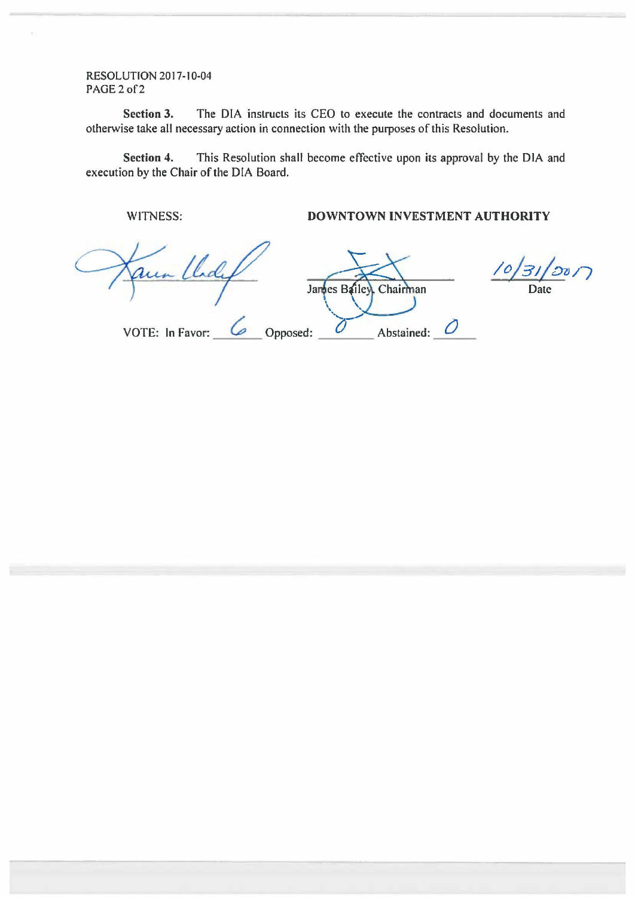RESOLUTION 2017-10-04
PAGE 2 of 2

**Section 3.** The DIA instructs its CEO to execute the contracts and documents and otherwise take all necessary action in connection with the purposes of this Resolution.

**Section 4.** This Resolution shall become effective upon its approval by the DIA and execution by the Chair of the DIA Board.

WITNESS: **DOWNTOWN INVESTMENT AUTHORITY**

James Bailey, Chairman

10/31/2017
Date

VOTE: In Favor: 6 Opposed: 0 Abstained: 0